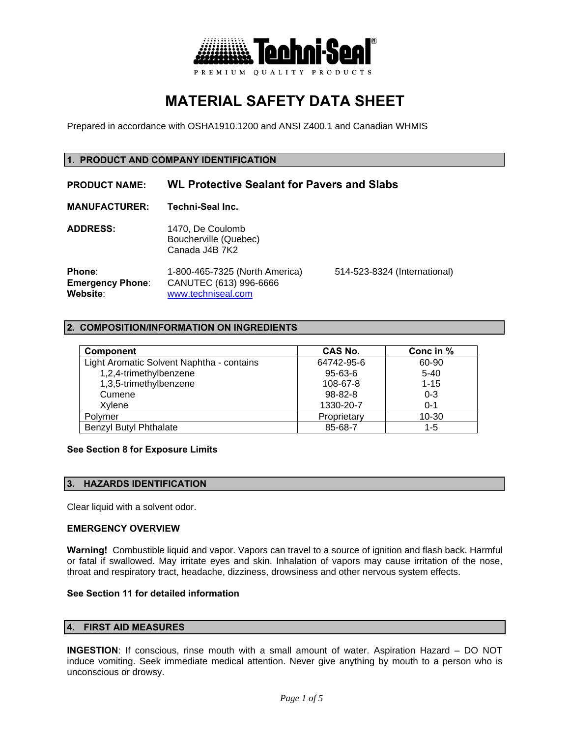Techni-Seal®

PREMIUM QUALITY PRODUCTS

# MATERIAL SAFETY DATA SHEET

Prepared in accordance with OSHA1910.1200 and ANSI Z400.1 and Canadian WHMIS

## 1. PRODUCT AND COMPANY IDENTIFICATION

**PRODUCT NAME:** **WL Protective Sealant for Pavers and Slabs**

**MANUFACTURER:** **Techni-Seal Inc.**

**ADDRESS:** 1470, De Coulomb
Boucherville (Quebec)
Canada J4B 7K2

**Phone**: 1-800-465-7325 (North America) 514-523-8324 (International)
**Emergency Phone**: CANUTEC (613) 996-6666
**Website**: www.techniseal.com

## 2. COMPOSITION/INFORMATION ON INGREDIENTS

| Component | CAS No. | Conc in % |
|---|---|---|
| Light Aromatic Solvent Naphtha - contains | 64742-95-6 | 60-90 |
| 1,2,4-trimethylbenzene | 95-63-6 | 5-40 |
| 1,3,5-trimethylbenzene | 108-67-8 | 1-15 |
| Cumene | 98-82-8 | 0-3 |
| Xylene | 1330-20-7 | 0-1 |
| Polymer | Proprietary | 10-30 |
| Benzyl Butyl Phthalate | 85-68-7 | 1-5 |

**See Section 8 for Exposure Limits**

## 3. HAZARDS IDENTIFICATION

Clear liquid with a solvent odor.

**EMERGENCY OVERVIEW**

**Warning!** Combustible liquid and vapor. Vapors can travel to a source of ignition and flash back. Harmful or fatal if swallowed. May irritate eyes and skin. Inhalation of vapors may cause irritation of the nose, throat and respiratory tract, headache, dizziness, drowsiness and other nervous system effects.

**See Section 11 for detailed information**

## 4. FIRST AID MEASURES

**INGESTION**: If conscious, rinse mouth with a small amount of water. Aspiration Hazard – DO NOT induce vomiting. Seek immediate medical attention. Never give anything by mouth to a person who is unconscious or drowsy.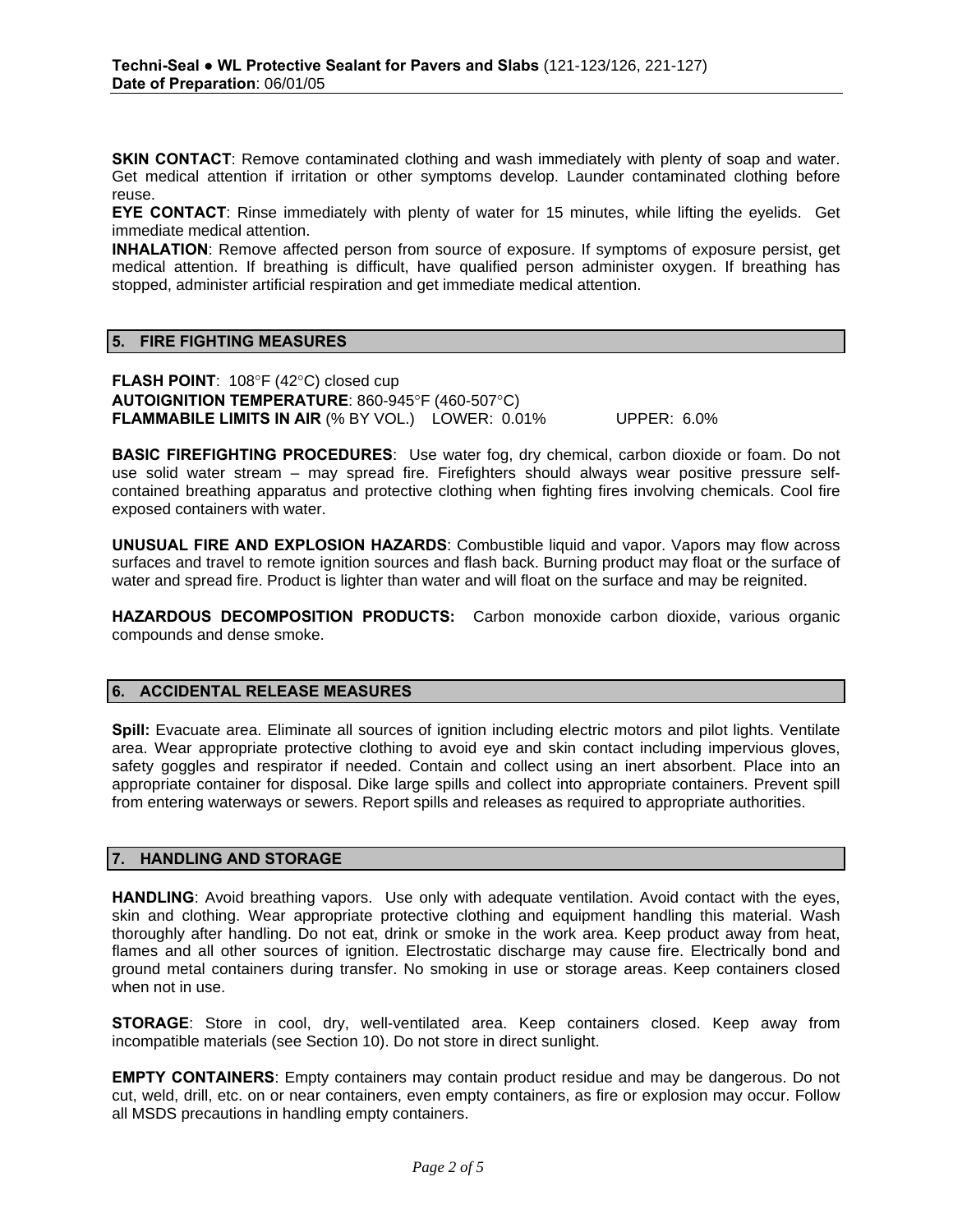**SKIN CONTACT**: Remove contaminated clothing and wash immediately with plenty of soap and water. Get medical attention if irritation or other symptoms develop. Launder contaminated clothing before reuse.

**EYE CONTACT**: Rinse immediately with plenty of water for 15 minutes, while lifting the eyelids. Get immediate medical attention.

**INHALATION**: Remove affected person from source of exposure. If symptoms of exposure persist, get medical attention. If breathing is difficult, have qualified person administer oxygen. If breathing has stopped, administer artificial respiration and get immediate medical attention.

## 5. FIRE FIGHTING MEASURES

**FLASH POINT**: 108°F (42°C) closed cup
**AUTOIGNITION TEMPERATURE**: 860-945°F (460-507°C)
**FLAMMABILE LIMITS IN AIR** (% BY VOL.) LOWER: 0.01% UPPER: 6.0%

**BASIC FIREFIGHTING PROCEDURES**: Use water fog, dry chemical, carbon dioxide or foam. Do not use solid water stream – may spread fire. Firefighters should always wear positive pressure self-contained breathing apparatus and protective clothing when fighting fires involving chemicals. Cool fire exposed containers with water.

**UNUSUAL FIRE AND EXPLOSION HAZARDS**: Combustible liquid and vapor. Vapors may flow across surfaces and travel to remote ignition sources and flash back. Burning product may float or the surface of water and spread fire. Product is lighter than water and will float on the surface and may be reignited.

**HAZARDOUS DECOMPOSITION PRODUCTS:** Carbon monoxide carbon dioxide, various organic compounds and dense smoke.

## 6. ACCIDENTAL RELEASE MEASURES

**Spill:** Evacuate area. Eliminate all sources of ignition including electric motors and pilot lights. Ventilate area. Wear appropriate protective clothing to avoid eye and skin contact including impervious gloves, safety goggles and respirator if needed. Contain and collect using an inert absorbent. Place into an appropriate container for disposal. Dike large spills and collect into appropriate containers. Prevent spill from entering waterways or sewers. Report spills and releases as required to appropriate authorities.

## 7. HANDLING AND STORAGE

**HANDLING**: Avoid breathing vapors. Use only with adequate ventilation. Avoid contact with the eyes, skin and clothing. Wear appropriate protective clothing and equipment handling this material. Wash thoroughly after handling. Do not eat, drink or smoke in the work area. Keep product away from heat, flames and all other sources of ignition. Electrostatic discharge may cause fire. Electrically bond and ground metal containers during transfer. No smoking in use or storage areas. Keep containers closed when not in use.

**STORAGE**: Store in cool, dry, well-ventilated area. Keep containers closed. Keep away from incompatible materials (see Section 10). Do not store in direct sunlight.

**EMPTY CONTAINERS**: Empty containers may contain product residue and may be dangerous. Do not cut, weld, drill, etc. on or near containers, even empty containers, as fire or explosion may occur. Follow all MSDS precautions in handling empty containers.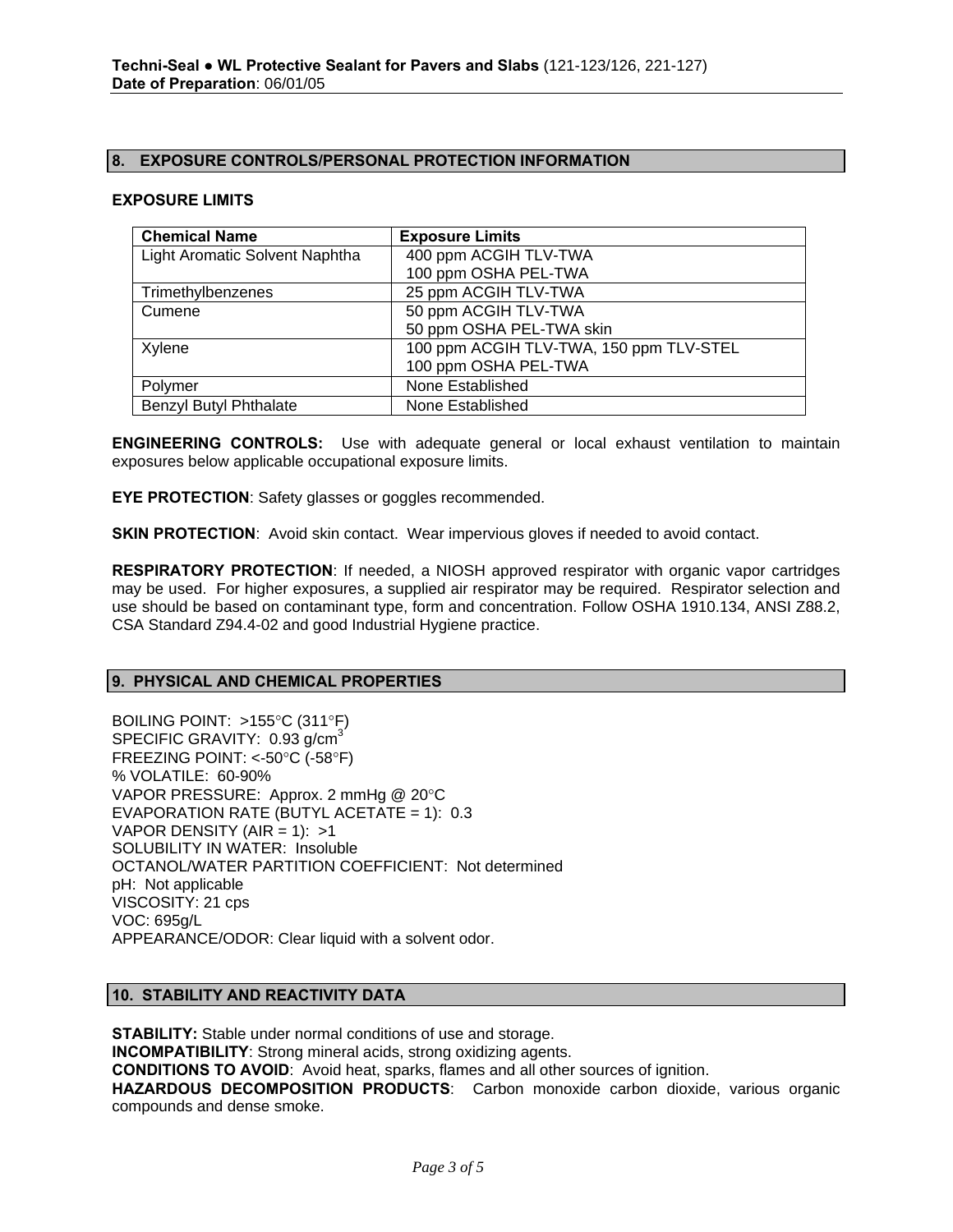## 8. EXPOSURE CONTROLS/PERSONAL PROTECTION INFORMATION

**EXPOSURE LIMITS**

| Chemical Name | Exposure Limits |
|---|---|
| Light Aromatic Solvent Naphtha | 400 ppm ACGIH TLV-TWA<br>100 ppm OSHA PEL-TWA |
| Trimethylbenzenes | 25 ppm ACGIH TLV-TWA |
| Cumene | 50 ppm ACGIH TLV-TWA<br>50 ppm OSHA PEL-TWA skin |
| Xylene | 100 ppm ACGIH TLV-TWA, 150 ppm TLV-STEL<br>100 ppm OSHA PEL-TWA |
| Polymer | None Established |
| Benzyl Butyl Phthalate | None Established |

**ENGINEERING CONTROLS:** Use with adequate general or local exhaust ventilation to maintain exposures below applicable occupational exposure limits.

**EYE PROTECTION**: Safety glasses or goggles recommended.

**SKIN PROTECTION**: Avoid skin contact. Wear impervious gloves if needed to avoid contact.

**RESPIRATORY PROTECTION**: If needed, a NIOSH approved respirator with organic vapor cartridges may be used. For higher exposures, a supplied air respirator may be required. Respirator selection and use should be based on contaminant type, form and concentration. Follow OSHA 1910.134, ANSI Z88.2, CSA Standard Z94.4-02 and good Industrial Hygiene practice.

## 9. PHYSICAL AND CHEMICAL PROPERTIES

BOILING POINT: >155°C (311°F)
SPECIFIC GRAVITY: 0.93 g/cm$^3$
FREEZING POINT: <-50°C (-58°F)
% VOLATILE: 60-90%
VAPOR PRESSURE: Approx. 2 mmHg @ 20°C
EVAPORATION RATE (BUTYL ACETATE = 1): 0.3
VAPOR DENSITY (AIR = 1): >1
SOLUBILITY IN WATER: Insoluble
OCTANOL/WATER PARTITION COEFFICIENT: Not determined
pH: Not applicable
VISCOSITY: 21 cps
VOC: 695g/L
APPEARANCE/ODOR: Clear liquid with a solvent odor.

## 10. STABILITY AND REACTIVITY DATA

**STABILITY:** Stable under normal conditions of use and storage.
**INCOMPATIBILITY**: Strong mineral acids, strong oxidizing agents.
**CONDITIONS TO AVOID**: Avoid heat, sparks, flames and all other sources of ignition.
**HAZARDOUS DECOMPOSITION PRODUCTS**: Carbon monoxide carbon dioxide, various organic compounds and dense smoke.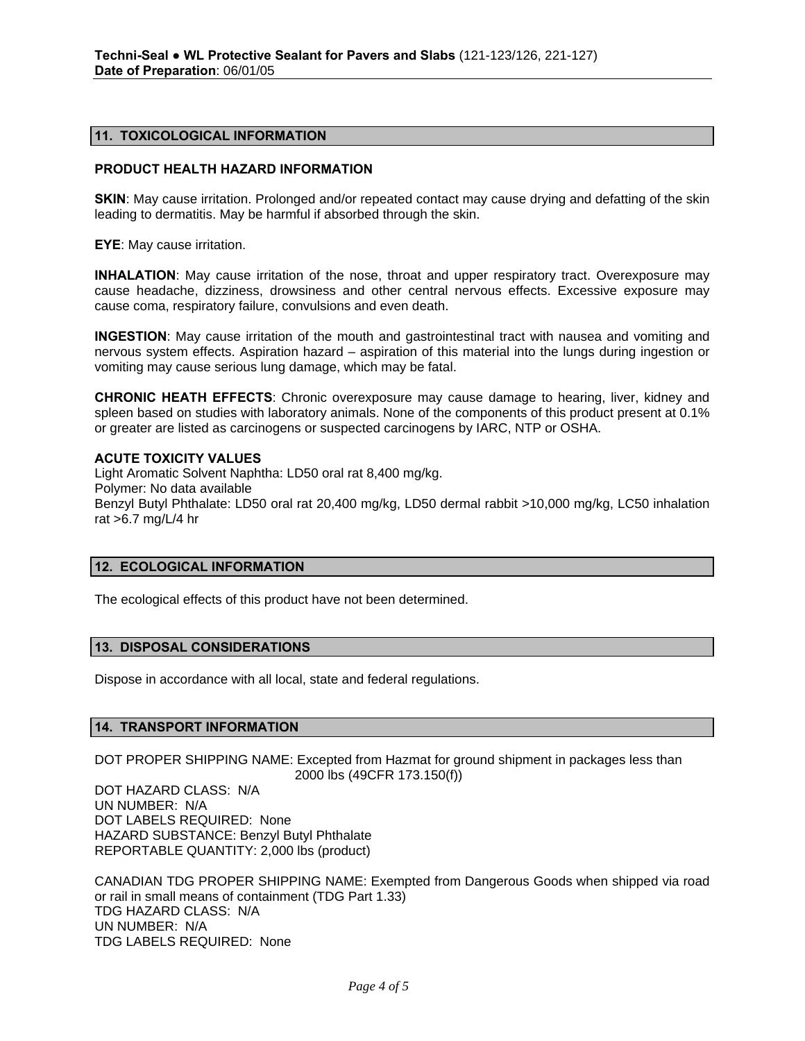## 11. TOXICOLOGICAL INFORMATION

### PRODUCT HEALTH HAZARD INFORMATION

**SKIN**: May cause irritation. Prolonged and/or repeated contact may cause drying and defatting of the skin leading to dermatitis. May be harmful if absorbed through the skin.

**EYE**: May cause irritation.

**INHALATION**: May cause irritation of the nose, throat and upper respiratory tract. Overexposure may cause headache, dizziness, drowsiness and other central nervous effects. Excessive exposure may cause coma, respiratory failure, convulsions and even death.

**INGESTION**: May cause irritation of the mouth and gastrointestinal tract with nausea and vomiting and nervous system effects. Aspiration hazard – aspiration of this material into the lungs during ingestion or vomiting may cause serious lung damage, which may be fatal.

**CHRONIC HEATH EFFECTS**: Chronic overexposure may cause damage to hearing, liver, kidney and spleen based on studies with laboratory animals. None of the components of this product present at 0.1% or greater are listed as carcinogens or suspected carcinogens by IARC, NTP or OSHA.

**ACUTE TOXICITY VALUES**
Light Aromatic Solvent Naphtha: LD50 oral rat 8,400 mg/kg.
Polymer: No data available
Benzyl Butyl Phthalate: LD50 oral rat 20,400 mg/kg, LD50 dermal rabbit >10,000 mg/kg, LC50 inhalation rat >6.7 mg/L/4 hr

## 12. ECOLOGICAL INFORMATION

The ecological effects of this product have not been determined.

## 13. DISPOSAL CONSIDERATIONS

Dispose in accordance with all local, state and federal regulations.

## 14. TRANSPORT INFORMATION

DOT PROPER SHIPPING NAME: Excepted from Hazmat for ground shipment in packages less than 2000 lbs (49CFR 173.150(f))
DOT HAZARD CLASS: N/A
UN NUMBER: N/A
DOT LABELS REQUIRED: None
HAZARD SUBSTANCE: Benzyl Butyl Phthalate
REPORTABLE QUANTITY: 2,000 lbs (product)

CANADIAN TDG PROPER SHIPPING NAME: Exempted from Dangerous Goods when shipped via road or rail in small means of containment (TDG Part 1.33)
TDG HAZARD CLASS: N/A
UN NUMBER: N/A
TDG LABELS REQUIRED: None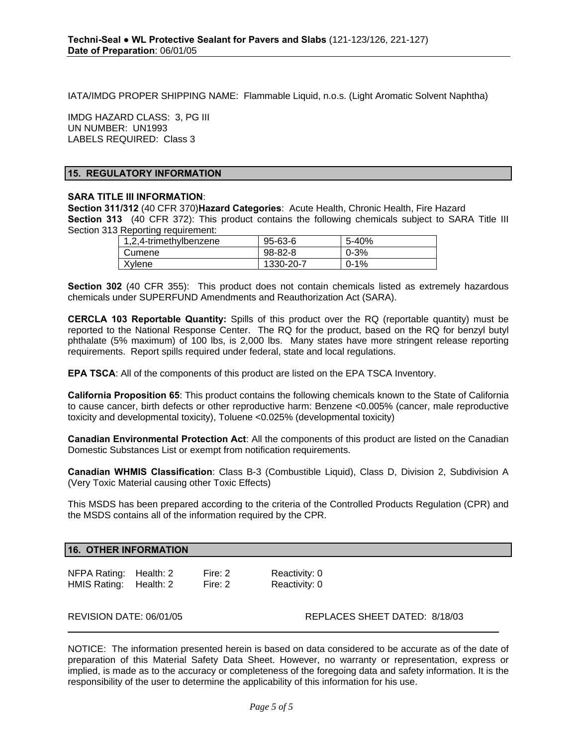IATA/IMDG PROPER SHIPPING NAME: Flammable Liquid, n.o.s. (Light Aromatic Solvent Naphtha)

IMDG HAZARD CLASS: 3, PG III
UN NUMBER: UN1993
LABELS REQUIRED: Class 3

## 15. REGULATORY INFORMATION

**SARA TITLE III INFORMATION**:
**Section 311/312** (40 CFR 370)**Hazard Categories**: Acute Health, Chronic Health, Fire Hazard
**Section 313** (40 CFR 372): This product contains the following chemicals subject to SARA Title III Section 313 Reporting requirement:

| | | |
|---|---|---|
| 1,2,4-trimethylbenzene | 95-63-6 | 5-40% |
| Cumene | 98-82-8 | 0-3% |
| Xylene | 1330-20-7 | 0-1% |

**Section 302** (40 CFR 355): This product does not contain chemicals listed as extremely hazardous chemicals under SUPERFUND Amendments and Reauthorization Act (SARA).

**CERCLA 103 Reportable Quantity:** Spills of this product over the RQ (reportable quantity) must be reported to the National Response Center. The RQ for the product, based on the RQ for benzyl butyl phthalate (5% maximum) of 100 lbs, is 2,000 lbs. Many states have more stringent release reporting requirements. Report spills required under federal, state and local regulations.

**EPA TSCA**: All of the components of this product are listed on the EPA TSCA Inventory.

**California Proposition 65**: This product contains the following chemicals known to the State of California to cause cancer, birth defects or other reproductive harm: Benzene <0.005% (cancer, male reproductive toxicity and developmental toxicity), Toluene <0.025% (developmental toxicity)

**Canadian Environmental Protection Act**: All the components of this product are listed on the Canadian Domestic Substances List or exempt from notification requirements.

**Canadian WHMIS Classification**: Class B-3 (Combustible Liquid), Class D, Division 2, Subdivision A (Very Toxic Material causing other Toxic Effects)

This MSDS has been prepared according to the criteria of the Controlled Products Regulation (CPR) and the MSDS contains all of the information required by the CPR.

## 16. OTHER INFORMATION

| | | | |
|---|---|---|---|
| NFPA Rating: | Health: 2 | Fire: 2 | Reactivity: 0 |
| HMIS Rating: | Health: 2 | Fire: 2 | Reactivity: 0 |

REVISION DATE: 06/01/05 REPLACES SHEET DATED: 8/18/03

NOTICE: The information presented herein is based on data considered to be accurate as of the date of preparation of this Material Safety Data Sheet. However, no warranty or representation, express or implied, is made as to the accuracy or completeness of the foregoing data and safety information. It is the responsibility of the user to determine the applicability of this information for his use.